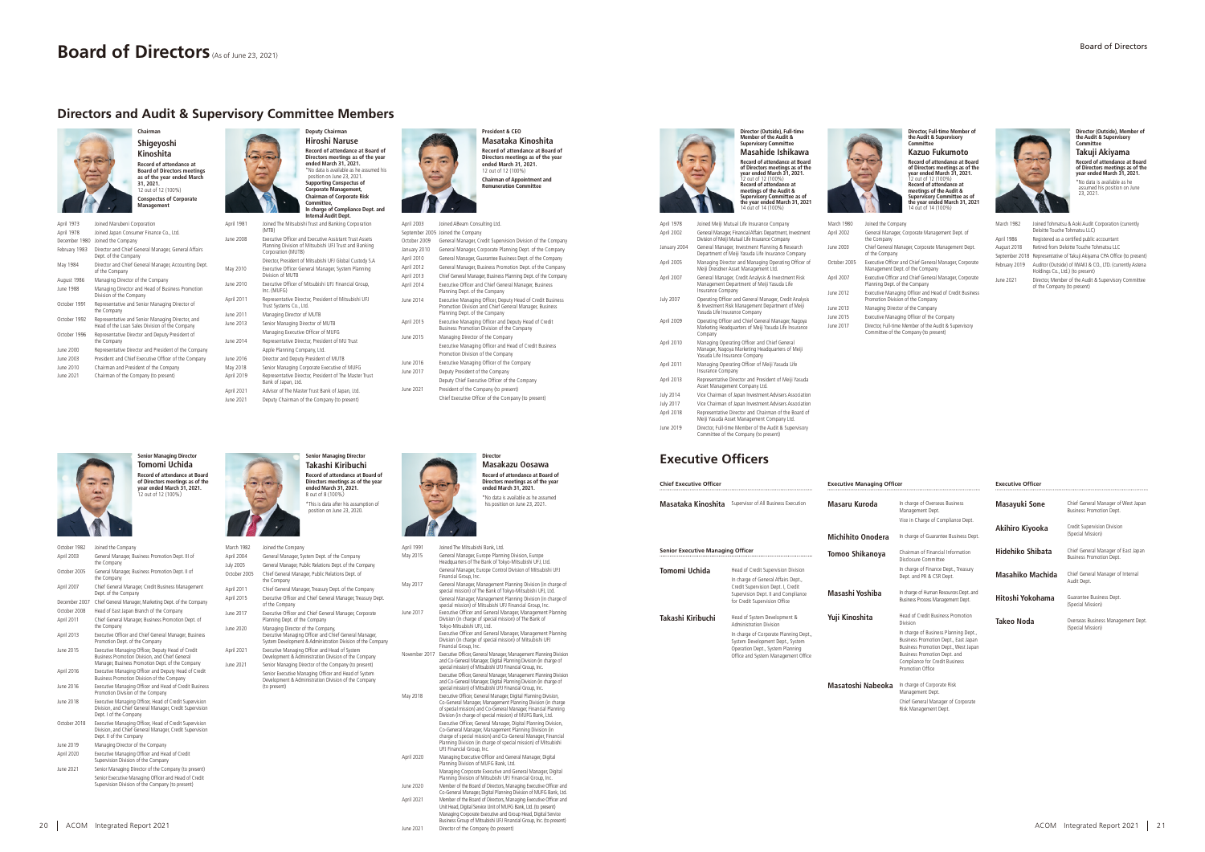# Board of Directors (As of June 23, 2021)

## Directors and Audit & Supervisory Committee Members

### Chairman
**Shigeyoshi Kinoshita**

**Record of attendance at Board of Directors meetings as of the year ended March 31, 2021.**
12 out of 12 (100%)

**Conspectus of Corporate Management**

| | |
|---|---|
| April 1973 | Joined Marubeni Corporation |
| April 1978 | Joined Japan Consumer Finance Co., Ltd. |
| December 1980 | Joined the Company |
| February 1983 | Director and Chief General Manager, General Affairs Dept. of the Company |
| May 1984 | Director and Chief General Manager, Accounting Dept. of the Company |
| August 1986 | Managing Director of the Company |
| June 1988 | Managing Director and Head of Business Promotion Division of the Company |
| October 1991 | Representative and Senior Managing Director of the Company |
| October 1992 | Representative and Senior Managing Director, and Head of the Loan Sales Division of the Company |
| October 1996 | Representative Director and Deputy President of the Company |
| June 2000 | Representative Director and President of the Company |
| June 2003 | President and Chief Executive Officer of the Company |
| June 2010 | Chairman and President of the Company |
| June 2021 | Chairman of the Company (to present) |

### Deputy Chairman
**Hiroshi Naruse**

**Record of attendance at Board of Directors meetings as of the year ended March 31, 2021.**
*No data is available as he assumed his position on June 23, 2021.

**Supporting Conspectus of Corporate Management, Chairman of Corporate Risk Committee, In charge of Compliance Dept. and Internal Audit Dept.**

| | |
|---|---|
| April 1981 | Joined The Mitsubishi Trust and Banking Corporation (MTB) |
| June 2008 | Executive Officer and Executive Assistant Trust Assets Planning Division of Mitsubishi UFJ Trust and Banking Corporation (MUTB) |
| | Director, President of Mitsubishi UFJ Global Custody S.A |
| May 2010 | Executive Officer General Manager, System Planning Division of MUTB |
| June 2010 | Executive Officer of Mitsubishi UFJ Financial Group, Inc. (MUFG) |
| April 2011 | Representative Director, President of Mitsubishi UFJ Trust Systems Co., Ltd. |
| June 2011 | Managing Director of MUTB |
| June 2013 | Senior Managing Director of MUTB |
| | Managing Executive Officer of MUFG |
| June 2014 | Representative Director, President of MU Trust Apple Planning Company, Ltd. |
| June 2016 | Director and Deputy President of MUTB |
| May 2018 | Senior Managing Corporate Executive of MUFG |
| April 2019 | Representative Director, President of The Master Trust Bank of Japan, Ltd. |
| April 2021 | Advisor of The Master Trust Bank of Japan, Ltd. |
| June 2021 | Deputy Chairman of the Company (to present) |

### President & CEO
**Masataka Kinoshita**

**Record of attendance at Board of Directors meetings as of the year ended March 31, 2021.**
12 out of 12 (100%)

**Chairman of Appointment and Remuneration Committee**

| | |
|---|---|
| April 2003 | Joined ABeam Consulting Ltd. |
| September 2005 | Joined the Company |
| October 2009 | General Manager, Credit Supervision Division of the Company |
| January 2010 | General Manager, Corporation Planning Dept. of the Company |
| April 2010 | General Manager, Guarantee Business Dept. of the Company |
| April 2012 | General Manager, Business Promotion Dept. of the Company |
| April 2013 | Chief General Manager, Business Planning Dept. of the Company |
| April 2014 | Executive Officer and Chief General Manager, Business Planning Dept. of the Company |
| June 2014 | Executive Managing Officer, Deputy Head of Credit Business Promotion Division and Chief General Manager, Business Planning Dept. of the Company |
| April 2015 | Executive Managing Officer and Deputy Head of Credit Business Promotion Division of the Company |
| June 2015 | Managing Director of the Company |
| | Executive Managing Officer and Head of Credit Business Promotion Division of the Company |
| June 2016 | Executive Managing Officer of the Company |
| June 2017 | Deputy President of the Company |
| | Deputy Chief Executive Officer of the Company |
| June 2021 | President of the Company (to present) |
| | Chief Executive Officer of the Company (to present) |

### Director (Outside), Full-time Member of the Audit & Supervisory Committee
**Masahide Ishikawa**

**Record of attendance at Board of Directors meetings as of the year ended March 31, 2021.**
12 out of 12 (100%)
**Record of attendance at meetings of the Audit & Supervisory Committee as of the year ended March 31, 2021**
14 out of 14 (100%)

| | |
|---|---|
| April 1978 | Joined Meiji Mutual Life Insurance Company |
| April 2002 | General Manager, Financial Affairs Department, Investment Division of Meiji Mutual Life Insurance Company |
| January 2004 | General Manager, Investment Planning & Research Department of Meiji Yasuda Life Insurance Company |
| April 2005 | Managing Director and Managing Operating Officer of Meiji Dresdner Asset Management Ltd. |
| April 2007 | General Manager, Credit Analysis & Investment Risk Management Department of Meiji Yasuda Life Insurance Company |
| July 2007 | Operating Officer and General Manager, Credit Analysis & Investment Risk Management Department of Meiji Yasuda Life Insurance Company |
| April 2009 | Operating Officer and Chief General Manager, Nagoya Marketing Headquarters of Meiji Yasuda Life Insurance Company |
| April 2010 | Managing Operating Officer and Chief General Manager, Nagoya Marketing Headquarters of Meiji Yasuda Life Insurance Company |
| April 2011 | Managing Operating Officer of Meiji Yasuda Life Insurance Company |
| April 2013 | Representative Director and President of Meiji Yasuda Asset Management Company Ltd. |
| July 2014 | Vice Chairman of Japan Investment Advisers Association |
| July 2017 | Vice Chairman of Japan Investment Advisers Association |
| April 2018 | Representative Director and Chairman of the Board of Meiji Yasuda Asset Management Company Ltd. |
| June 2019 | Director, Full-time Member of the Audit & Supervisory Committee of the Company (to present) |

### Director, Full-time Member of the Audit & Supervisory Committee
**Kazuo Fukumoto**

**Record of attendance at Board of Directors meetings as of the year ended March 31, 2021.**
12 out of 12 (100%)
**Record of attendance at meetings of the Audit & Supervisory Committee as of the year ended March 31, 2021**
14 out of 14 (100%)

| | |
|---|---|
| March 1980 | Joined the Company |
| April 2002 | General Manager, Corporate Management Dept. of the Company |
| June 2003 | Chief General Manager, Corporate Management Dept. of the Company |
| October 2005 | Executive Officer and Chief General Manager, Corporate Management Dept. of the Company |
| April 2007 | Executive Officer and Chief General Manager, Corporate Planning Dept. of the Company |
| June 2012 | Executive Managing Officer and Head of Credit Business Promotion Division of the Company |
| June 2013 | Managing Director of the Company |
| June 2015 | Executive Managing Officer of the Company |
| June 2017 | Director, Full-time Member of the Audit & Supervisory Committee of the Company (to present) |

### Director (Outside), Member of the Audit & Supervisory Committee
**Takuji Akiyama**

**Record of attendance at Board of Directors meetings as of the year ended March 31, 2021.**
*No data is available as he assumed his position on June 23, 2021.

| | |
|---|---|
| March 1982 | Joined Tohmatsu & Aoki Audit Corporation (currently Deloitte Touche Tohmatsu LLC) |
| April 1986 | Registered as a certified public accountant |
| August 2018 | Retired from Deloitte Touche Tohmatsu LLC |
| September 2018 | Representative of Takuji Akiyama CPA Office (to present) |
| February 2019 | Auditor (Outside) of IWAKI & CO., LTD. (currently Astena Holdings Co., Ltd.) (to present) |
| June 2021 | Director, Member of the Audit & Supervisory Committee of the Company (to present) |

### Senior Managing Director
**Tomomi Uchida**

**Record of attendance at Board of Directors meetings as of the year ended March 31, 2021.**
12 out of 12 (100%)

| | |
|---|---|
| October 1982 | Joined the Company |
| April 2003 | General Manager, Business Promotion Dept. III of the Company |
| October 2005 | General Manager, Business Promotion Dept. II of the Company |
| April 2007 | Chief General Manager, Credit Business Management Dept. of the Company |
| December 2007 | Chief General Manager, Marketing Dept. of the Company |
| October 2008 | Head of East Japan Branch of the Company |
| April 2011 | Chief General Manager, Business Promotion Dept. of the Company |
| April 2013 | Executive Officer and Chief General Manager, Business Promotion Dept. of the Company |
| June 2015 | Executive Managing Officer, Deputy Head of Credit Business Promotion Division, and Chief General Manager, Business Promotion Dept. of the Company |
| April 2016 | Executive Managing Officer and Deputy Head of Credit Business Promotion Division of the Company |
| June 2016 | Executive Managing Officer and Head of Credit Business Promotion Division of the Company |
| June 2018 | Executive Managing Officer, Head of Credit Supervision Division, and Chief General Manager, Credit Supervision Dept. I of the Company |
| October 2018 | Executive Managing Officer, Head of Credit Supervision Division, and Chief General Manager, Credit Supervision Dept. II of the Company |
| June 2019 | Managing Director of the Company |
| April 2020 | Executive Managing Officer and Head of Credit Supervision Division of the Company |
| June 2021 | Senior Managing Director of the Company (to present) |
| | Senior Executive Managing Officer and Head of Credit Supervision Division of the Company (to present) |

### Senior Managing Director
**Takashi Kiribuchi**

**Record of attendance at Board of Directors meetings as of the year ended March 31, 2021.**
8 out of 8 (100%)
*This is data after his assumption of position on June 23, 2020.

| | |
|---|---|
| March 1982 | Joined the Company |
| April 2004 | General Manager, System Dept. of the Company |
| July 2005 | General Manager, Public Relations Dept. of the Company |
| October 2005 | Chief General Manager, Public Relations Dept. of the Company |
| April 2011 | Chief General Manager, Treasury Dept. of the Company |
| April 2015 | Executive Officer and Chief General Manager, Treasury Dept. of the Company |
| June 2017 | Executive Officer and Chief General Manager, Corporate Planning Dept. of the Company |
| June 2020 | Managing Director of the Company, Executive Managing Officer and Chief General Manager, System Development & Administration Division of the Company |
| April 2021 | Executive Managing Officer and Head of System Development & Administration Division of the Company |
| June 2021 | Senior Managing Director of the Company (to present) |
| | Senior Executive Managing Officer and Head of System Development & Administration Division of the Company (to present) |

### Director
**Masakazu Oosawa**

**Record of attendance at Board of Directors meetings as of the year ended March 31, 2021.**
*No data is available as he assumed his position on June 23, 2021.

| | |
|---|---|
| April 1991 | Joined The Mitsubishi Bank, Ltd. |
| May 2015 | General Manager, Europe Planning Division, Europe Headquarters of The Bank of Tokyo-Mitsubishi UFJ, Ltd. |
| | General Manager, Europe Control Division of Mitsubishi UFJ Financial Group, Inc. |
| May 2017 | General Manager, Management Planning Division (in charge of special mission) of The Bank of Tokyo-Mitsubishi UFJ, Ltd. |
| | General Manager, Management Planning Division (in charge of special mission) of Mitsubishi UFJ Financial Group, Inc. |
| June 2017 | Executive Officer and General Manager, Management Planning Division (in charge of special mission) of The Bank of Tokyo-Mitsubishi UFJ, Ltd. |
| | Executive Officer and General Manager, Management Planning Division (in charge of special mission) of Mitsubishi UFJ Financial Group, Inc. |
| November 2017 | Executive Officer, General Manager, Management Planning Division and Co-General Manager, Digital Planning Division (in charge of special mission) of Mitsubishi UFJ Financial Group, Inc. |
| | Executive Officer, General Manager, Management Planning Division and Co-General Manager, Digital Planning Division (in charge of special mission) of Mitsubishi UFJ Financial Group, Inc. |
| May 2018 | Executive Officer, General Manager, Digital Planning Division, Co-General Manager, Management Planning Division (in charge of special mission) and Co-General Manager, Financial Planning Division (in charge of special mission) of MUFG Bank, Ltd. |
| | Executive Officer, General Manager, Digital Planning Division, Co-General Manager, Management Planning Division (in charge of special mission) and Co-General Manager, Financial Planning Division (in charge of special mission) of Mitsubishi UFJ Financial Group, Inc. |
| April 2020 | Managing Executive Officer and General Manager, Digital Planning Division of MUFG Bank, Ltd. |
| | Managing Corporate Executive and General Manager, Digital Planning Division of Mitsubishi UFJ Financial Group, Inc. |
| June 2020 | Member of the Board of Directors, Managing Executive Officer and Co-General Manager, Digital Planning Division of MUFG Bank, Ltd. |
| April 2021 | Member of the Board of Directors, Managing Executive Officer and Unit Head, Digital Service Unit of MUFG Bank, Ltd. (to present) |
| | Managing Corporate Executive and Group Head, Digital Service Business Group of Mitsubishi UFJ Financial Group, Inc. (to present) |
| June 2021 | Director of the Company (to present) |

## Executive Officers

### Chief Executive Officer

| | |
|---|---|
| **Masataka Kinoshita** | Supervisor of All Business Execution |

### Senior Executive Managing Officer

| | |
|---|---|
| **Tomomi Uchida** | Head of Credit Supervision Division<br>In charge of General Affairs Dept., Credit Supervision Dept. I, Credit Supervision Dept. II and Compliance for Credit Supervision Office |
| **Takashi Kiribuchi** | Head of System Development & Administration Division<br>In charge of Corporate Planning Dept., System Development Dept., System Operation Dept., System Planning Office and System Management Office |

### Executive Managing Officer

| | |
|---|---|
| **Masaru Kuroda** | In charge of Overseas Business Management Dept.<br>Vice in Charge of Compliance Dept. |
| **Michihito Onodera** | In charge of Guarantee Business Dept. |
| **Tomoo Shikanoya** | Chairman of Financial Information Disclosure Committee<br>In charge of Finance Dept., Treasury Dept. and PR & CSR Dept. |
| **Masashi Yoshiba** | In charge of Human Resources Dept. and Business Process Management Dept. |
| **Yuji Kinoshita** | Head of Credit Business Promotion Division<br>In charge of Business Planning Dept., Business Promotion Dept., East Japan Business Promotion Dept., West Japan Business Promotion Dept. and Compliance for Credit Business Promotion Office |
| **Masatoshi Nabeoka** | In charge of Corporate Risk Management Dept.<br>Chief General Manager of Corporate Risk Management Dept. |

### Executive Officer

| | |
|---|---|
| **Masayuki Sone** | Chief General Manager of West Japan Business Promotion Dept. |
| **Akihiro Kiyooka** | Credit Supervision Division (Special Mission) |
| **Hidehiko Shibata** | Chief General Manager of East Japan Business Promotion Dept. |
| **Masahiko Machida** | Chief General Manager of Internal Audit Dept. |
| **Hitoshi Yokohama** | Guarantee Business Dept. (Special Mission) |
| **Takeo Noda** | Overseas Business Management Dept. (Special Mission) |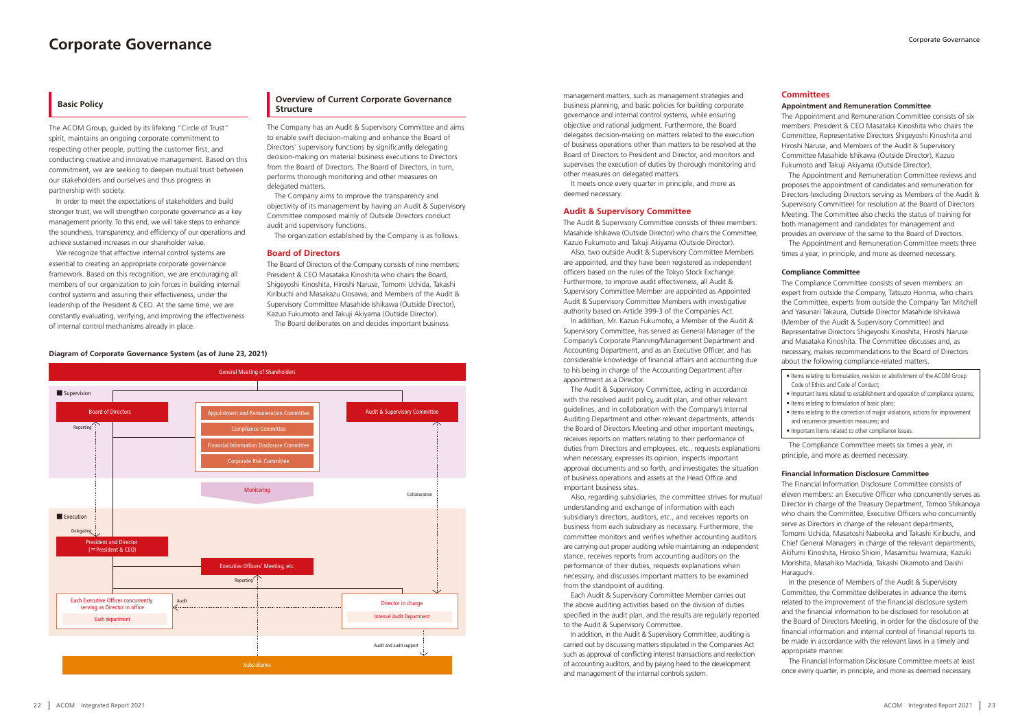# Corporate Governance

## Basic Policy

The ACOM Group, guided by its lifelong "Circle of Trust" spirit, maintains an ongoing corporate commitment to respecting other people, putting the customer first, and conducting creative and innovative management. Based on this commitment, we are seeking to deepen mutual trust between our stakeholders and ourselves and thus progress in partnership with society.

In order to meet the expectations of stakeholders and build stronger trust, we will strengthen corporate governance as a key management priority. To this end, we will take steps to enhance the soundness, transparency, and efficiency of our operations and achieve sustained increases in our shareholder value.

We recognize that effective internal control systems are essential to creating an appropriate corporate governance framework. Based on this recognition, we are encouraging all members of our organization to join forces in building internal control systems and assuring their effectiveness, under the leadership of the President & CEO. At the same time, we are constantly evaluating, verifying, and improving the effectiveness of internal control mechanisms already in place.

## Overview of Current Corporate Governance Structure

The Company has an Audit & Supervisory Committee and aims to enable swift decision-making and enhance the Board of Directors' supervisory functions by significantly delegating decision-making on material business executions to Directors from the Board of Directors. The Board of Directors, in turn, performs thorough monitoring and other measures on delegated matters.

The Company aims to improve the transparency and objectivity of its management by having an Audit & Supervisory Committee composed mainly of Outside Directors conduct audit and supervisory functions.

The organization established by the Company is as follows.

### Board of Directors

The Board of Directors of the Company consists of nine members: President & CEO Masataka Kinoshita who chairs the Board, Shigeyoshi Kinoshita, Hiroshi Naruse, Tomomi Uchida, Takashi Kiribuchi and Masakazu Oosawa, and Members of the Audit & Supervisory Committee Masahide Ishikawa (Outside Director), Kazuo Fukumoto and Takuji Akiyama (Outside Director).

The Board deliberates on and decides important business management matters, such as management strategies and business planning, and basic policies for building corporate governance and internal control systems, while ensuring objective and rational judgment. Furthermore, the Board delegates decision-making on matters related to the execution of business operations other than matters to be resolved at the Board of Directors to President and Director, and monitors and supervises the execution of duties by thorough monitoring and other measures on delegated matters.

It meets once every quarter in principle, and more as deemed necessary.

**Diagram of Corporate Governance System (as of June 23, 2021)**

- General Meeting of Shareholders
- Supervision
  - Board of Directors
  - Appointment and Remuneration Committee
  - Compliance Committee
  - Financial Information Disclosure Committee
  - Corporate Risk Committee
  - Audit & Supervisory Committee
- Monitoring / Collaboration / Reporting
- Execution
  - Delegating
  - President and Director (= President & CEO)
  - Executive Officers' Meeting, etc.
  - Reporting
  - Each Executive Officer concurrently serving as Director in office / Each department
  - Audit
  - Director in charge / Internal Audit Department
  - Audit and audit support
- Subsidiaries

### Audit & Supervisory Committee

The Audit & Supervisory Committee consists of three members: Masahide Ishikawa (Outside Director) who chairs the Committee, Kazuo Fukumoto and Takuji Akiyama (Outside Director).

Also, two outside Audit & Supervisory Committee Members are appointed, and they have been registered as independent officers based on the rules of the Tokyo Stock Exchange. Furthermore, to improve audit effectiveness, all Audit & Supervisory Committee Member are appointed as Appointed Audit & Supervisory Committee Members with investigative authority based on Article 399-3 of the Companies Act.

In addition, Mr. Kazuo Fukumoto, a Member of the Audit & Supervisory Committee, has served as General Manager of the Company's Corporate Planning/Management Department and Accounting Department, and as an Executive Officer, and has considerable knowledge of financial affairs and accounting due to his being in charge of the Accounting Department after appointment as a Director.

The Audit & Supervisory Committee, acting in accordance with the resolved audit policy, audit plan, and other relevant guidelines, and in collaboration with the Company's Internal Auditing Department and other relevant departments, attends the Board of Directors Meeting and other important meetings, receives reports on matters relating to their performance of duties from Directors and employees, etc., requests explanations when necessary, expresses its opinion, inspects important approval documents and so forth, and investigates the situation of business operations and assets at the Head Office and important business sites.

Also, regarding subsidiaries, the committee strives for mutual understanding and exchange of information with each subsidiary's directors, auditors, etc., and receives reports on business from each subsidiary as necessary. Furthermore, the committee monitors and verifies whether accounting auditors are carrying out proper auditing while maintaining an independent stance, receives reports from accounting auditors on the performance of their duties, requests explanations when necessary, and discusses important matters to be examined from the standpoint of auditing.

Each Audit & Supervisory Committee Member carries out the above auditing activities based on the division of duties specified in the audit plan, and the results are regularly reported to the Audit & Supervisory Committee.

In addition, in the Audit & Supervisory Committee, auditing is carried out by discussing matters stipulated in the Companies Act such as approval of conflicting interest transactions and reelection of accounting auditors, and by paying heed to the development and management of the internal controls system.

### Committees

#### Appointment and Remuneration Committee

The Appointment and Remuneration Committee consists of six members: President & CEO Masataka Kinoshita who chairs the Committee, Representative Directors Shigeyoshi Kinoshita and Hiroshi Naruse, and Members of the Audit & Supervisory Committee Masahide Ishikawa (Outside Director), Kazuo Fukumoto and Takuji Akiyama (Outside Director).

The Appointment and Remuneration Committee reviews and proposes the appointment of candidates and remuneration for Directors (excluding Directors serving as Members of the Audit & Supervisory Committee) for resolution at the Board of Directors Meeting. The Committee also checks the status of training for both management and candidates for management and provides an overview of the same to the Board of Directors.

The Appointment and Remuneration Committee meets three times a year, in principle, and more as deemed necessary.

#### Compliance Committee

The Compliance Committee consists of seven members: an expert from outside the Company, Tatsuzo Honma, who chairs the Committee, experts from outside the Company Tan Mitchell and Yasunari Takaura, Outside Director Masahide Ishikawa (Member of the Audit & Supervisory Committee) and Representative Directors Shigeyoshi Kinoshita, Hiroshi Naruse and Masataka Kinoshita. The Committee discusses and, as necessary, makes recommendations to the Board of Directors about the following compliance-related matters.

- Items relating to formulation, revision or abolishment of the ACOM Group Code of Ethics and Code of Conduct;
- Important items related to establishment and operation of compliance systems;
- Items relating to formulation of basic plans;
- Items relating to the correction of major violations, actions for improvement and recurrence prevention measures; and
- Important items related to other compliance issues.

The Compliance Committee meets six times a year, in principle, and more as deemed necessary.

#### Financial Information Disclosure Committee

The Financial Information Disclosure Committee consists of eleven members: an Executive Officer who concurrently serves as Director in charge of the Treasury Department, Tomoo Shikanoya who chairs the Committee, Executive Officers who concurrently serve as Directors in charge of the relevant departments, Tomomi Uchida, Masatoshi Nabeoka and Takashi Kiribuchi, and Chief General Managers in charge of the relevant departments, Akifumi Kinoshita, Hiroko Shioiri, Masamitsu Iwamura, Kazuki Morishita, Masahiko Machida, Takashi Okamoto and Daishi Haraguchi.

In the presence of Members of the Audit & Supervisory Committee, the Committee deliberates in advance the items related to the improvement of the financial disclosure system and the financial information to be disclosed for resolution at the Board of Directors Meeting, in order for the disclosure of the financial information and internal control of financial reports to be made in accordance with the relevant laws in a timely and appropriate manner.

The Financial Information Disclosure Committee meets at least once every quarter, in principle, and more as deemed necessary.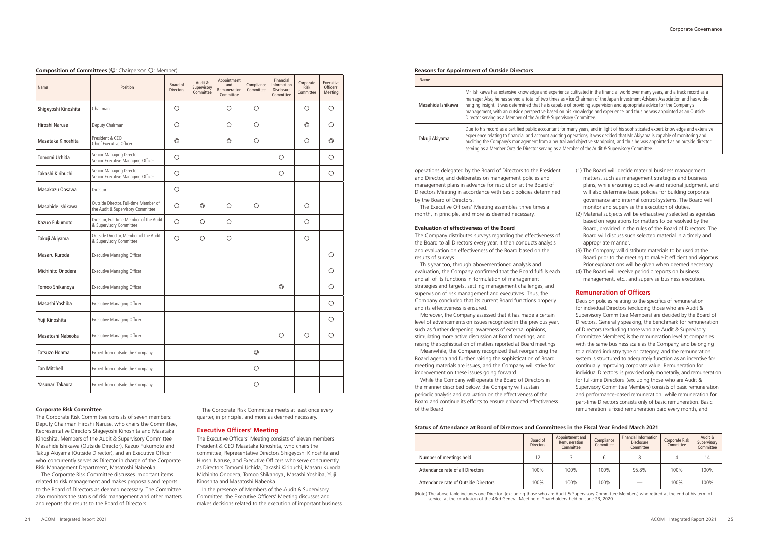**Composition of Committees** (◎: Chairperson ○: Member)

| Name | Position | Board of Directors | Audit & Supervisory Committee | Appointment and Remuneration Committee | Compliance Committee | Financial Information Disclosure Committee | Corporate Risk Committee | Executive Officers' Meeting |
|---|---|---|---|---|---|---|---|---|
| Shigeyoshi Kinoshita | Chairman | ○ | | ○ | ○ | | ○ | ○ |
| Hiroshi Naruse | Deputy Chairman | ○ | | ○ | ○ | | ◎ | ○ |
| Masataka Kinoshita | President & CEO Chief Executive Officer | ◎ | | ◎ | ○ | | ○ | ◎ |
| Tomomi Uchida | Senior Managing Director Senior Executive Managing Officer | ○ | | | | ○ | | ○ |
| Takashi Kiribuchi | Senior Managing Director Senior Executive Managing Officer | ○ | | | | ○ | | ○ |
| Masakazu Oosawa | Director | ○ | | | | | | |
| Masahide Ishikawa | Outside Director, Full-time Member of the Audit & Supervisory Committee | ○ | ◎ | ○ | ○ | | ○ | |
| Kazuo Fukumoto | Director, Full-time Member of the Audit & Supervisory Committee | ○ | ○ | ○ | | | ○ | |
| Takuji Akiyama | Outside Director, Member of the Audit & Supervisory Committee | ○ | ○ | ○ | | | ○ | |
| Masaru Kuroda | Executive Managing Officer | | | | | | | ○ |
| Michihito Onodera | Executive Managing Officer | | | | | | | ○ |
| Tomoo Shikanoya | Executive Managing Officer | | | | | ◎ | | ○ |
| Masashi Yoshiba | Executive Managing Officer | | | | | | | ○ |
| Yuji Kinoshita | Executive Managing Officer | | | | | | | ○ |
| Masatoshi Nabeoka | Executive Managing Officer | | | | | ○ | ○ | ○ |
| Tatsuzo Honma | Expert from outside the Company | | | | ◎ | | | |
| Tan Mitchell | Expert from outside the Company | | | | ○ | | | |
| Yasunari Takaura | Expert from outside the Company | | | | ○ | | | |

**Corporate Risk Committee**

The Corporate Risk Committee consists of seven members: Deputy Chairman Hiroshi Naruse, who chairs the Committee, Representative Directors Shigeyoshi Kinoshita and Masataka Kinoshita, Members of the Audit & Supervisory Committee Masahide Ishikawa (Outside Director), Kazuo Fukumoto and Takuji Akiyama (Outside Director), and an Executive Officer who concurrently serves as Director in charge of the Corporate Risk Management Department, Masatoshi Nabeoka.

The Corporate Risk Committee discusses important items related to risk management and makes proposals and reports to the Board of Directors as deemed necessary. The Committee also monitors the status of risk management and other matters and reports the results to the Board of Directors.

The Corporate Risk Committee meets at least once every quarter, in principle, and more as deemed necessary.

## Executive Officers' Meeting

The Executive Officers' Meeting consists of eleven members: President & CEO Masataka Kinoshita, who chairs the committee, Representative Directors Shigeyoshi Kinoshita and Hiroshi Naruse, and Executive Officers who serve concurrently as Directors Tomomi Uchida, Takashi Kiribuchi, Masaru Kuroda, Michihito Onodera, Tomoo Shikanoya, Masashi Yoshiba, Yuji Kinoshita and Masatoshi Nabeoka.

In the presence of Members of the Audit & Supervisory Committee, the Executive Officers' Meeting discusses and makes decisions related to the execution of important business operations delegated by the Board of Directors to the President and Director, and deliberates on management policies and management plans in advance for resolution at the Board of Directors Meeting in accordance with basic policies determined by the Board of Directors.

The Executive Officers' Meeting assembles three times a month, in principle, and more as deemed necessary.

**Evaluation of effectiveness of the Board**

The Company distributes surveys regarding the effectiveness of the Board to all Directors every year. It then conducts analysis and evaluation on effectiveness of the Board based on the results of surveys.

This year too, through abovementioned analysis and evaluation, the Company confirmed that the Board fulfills each and all of its functions in formulation of management strategies and targets, settling management challenges, and supervision of risk management and executives. Thus, the Company concluded that its current Board functions properly and its effectiveness is ensured.

Moreover, the Company assessed that it has made a certain level of advancements on issues recognized in the previous year, such as further deepening awareness of external opinions, stimulating more active discussion at Board meetings, and raising the sophistication of matters reported at Board meetings.

Meanwhile, the Company recognized that reorganizing the Board agenda and further raising the sophistication of Board meeting materials are issues, and the Company will strive for improvement on these issues going forward.

While the Company will operate the Board of Directors in the manner described below, the Company will sustain periodic analysis and evaluation on the effectiveness of the Board and continue its efforts to ensure enhanced effectiveness of the Board.

(1) The Board will decide material business management matters, such as management strategies and business plans, while ensuring objective and rational judgment, and will also determine basic policies for building corporate governance and internal control systems. The Board will monitor and supervise the execution of duties.

(2) Material subjects will be exhaustively selected as agendas based on regulations for matters to be resolved by the Board, provided in the rules of the Board of Directors. The Board will discuss such selected material in a timely and appropriate manner.

(3) The Company will distribute materials to be used at the Board prior to the meeting to make it efficient and vigorous. Prior explanations will be given when deemed necessary.

(4) The Board will receive periodic reports on business management, etc., and supervise business execution.

**Reasons for Appointment of Outside Directors**

| Name | |
|---|---|
| Masahide Ishikawa | Mr. Ishikawa has extensive knowledge and experience cultivated in the financial world over many years, and a track record as a manager. Also, he has served a total of two times as Vice Chairman of the Japan Investment Advisers Association and has wide-ranging insight. It was determined that he is capable of providing supervision and appropriate advice for the Company's management, with an outside perspective based on his knowledge and experience, and thus he was appointed as an Outside Director serving as a Member of the Audit & Supervisory Committee. |
| Takuji Akiyama | Due to his record as a certified public accountant for many years, and in light of his sophisticated expert knowledge and extensive experience relating to financial and account auditing operations, it was decided that Mr. Akiyama is capable of monitoring and auditing the Company's management from a neutral and objective standpoint, and thus he was appointed as an outside director serving as a Member Outside Director serving as a Member of the Audit & Supervisory Committee. |

## Remuneration of Officers

Decision policies relating to the specifics of remuneration for individual Directors (excluding those who are Audit & Supervisory Committee Members) are decided by the Board of Directors. Generally speaking, the benchmark for remuneration of Directors (excluding those who are Audit & Supervisory Committee Members) is the remuneration level at companies with the same business scale as the Company, and belonging to a related industry type or category, and the remuneration system is structured to adequately function as an incentive for continually improving corporate value. Remuneration for individual Directors is provided only monetarily, and remuneration for full-time Directors (excluding those who are Audit & Supervisory Committee Members) consists of basic remuneration and performance-based remuneration, while remuneration for part-time Directors consists only of basic remuneration. Basic remuneration is fixed remuneration paid every month, and

**Status of Attendance at Board of Directors and Committees in the Fiscal Year Ended March 2021**

| | Board of Directors | Appointment and Remuneration Committee | Compliance Committee | Financial Information Disclosure Committee | Corporate Risk Committee | Audit & Supervisory Committee |
|---|---|---|---|---|---|---|
| Number of meetings held | 12 | 3 | 6 | 8 | 4 | 14 |
| Attendance rate of all Directors | 100% | 100% | 100% | 95.8% | 100% | 100% |
| Attendance rate of Outside Directors | 100% | 100% | 100% | — | 100% | 100% |

(Note) The above table includes one Director (excluding those who are Audit & Supervisory Committee Members) who retired at the end of his term of service, at the conclusion of the 43rd General Meeting of Shareholders held on June 23, 2020.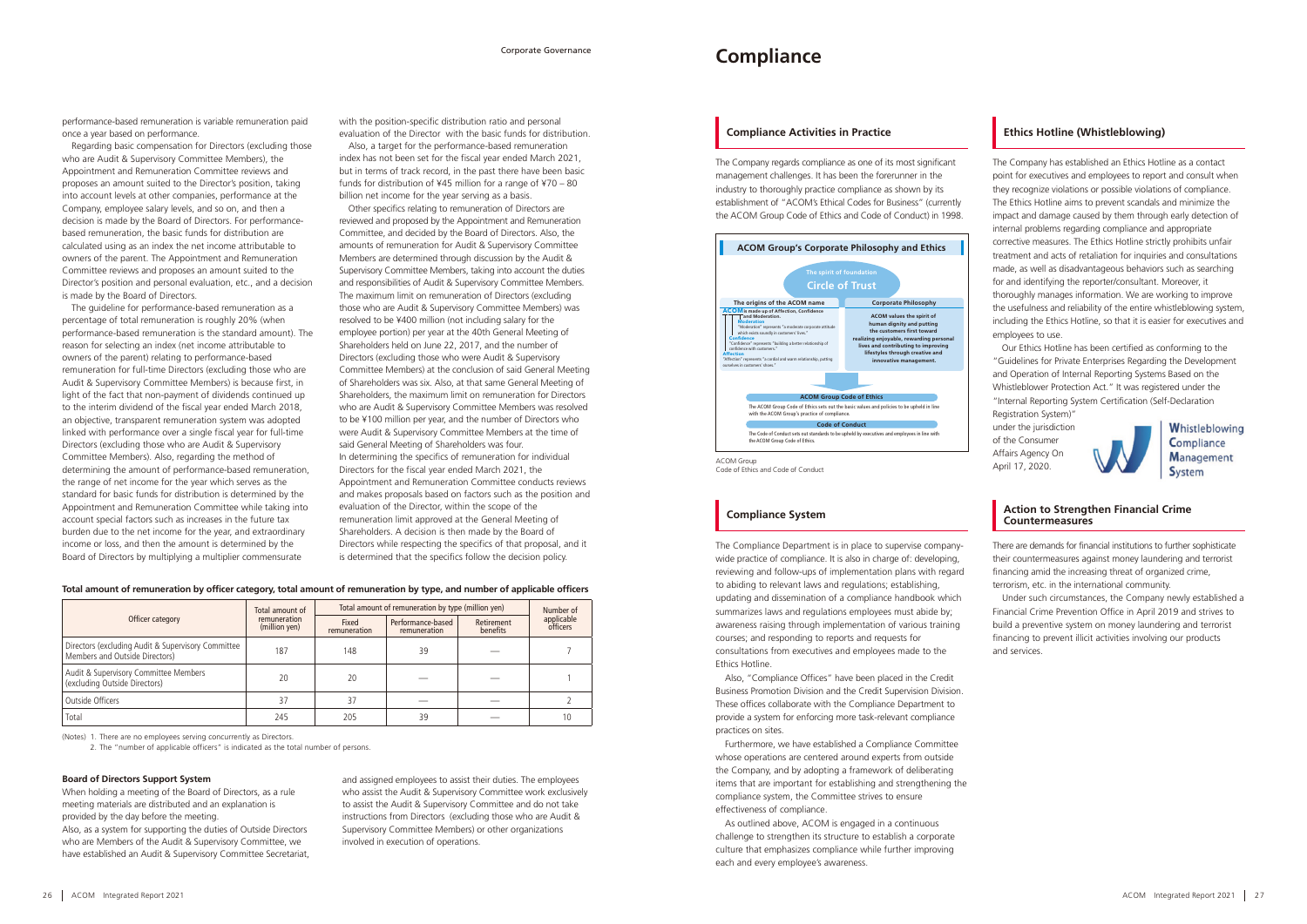performance-based remuneration is variable remuneration paid once a year based on performance.

Regarding basic compensation for Directors (excluding those who are Audit & Supervisory Committee Members), the Appointment and Remuneration Committee reviews and proposes an amount suited to the Director's position, taking into account levels at other companies, performance at the Company, employee salary levels, and so on, and then a decision is made by the Board of Directors. For performance-based remuneration, the basic funds for distribution are calculated using as an index the net income attributable to owners of the parent. The Appointment and Remuneration Committee reviews and proposes an amount suited to the Director's position and personal evaluation, etc., and a decision is made by the Board of Directors.

The guideline for performance-based remuneration as a percentage of total remuneration is roughly 20% (when performance-based remuneration is the standard amount). The reason for selecting an index (net income attributable to owners of the parent) relating to performance-based remuneration for full-time Directors (excluding those who are Audit & Supervisory Committee Members) is because first, in light of the fact that non-payment of dividends continued up to the interim dividend of the fiscal year ended March 2018, an objective, transparent remuneration system was adopted linked with performance over a single fiscal year for full-time Directors (excluding those who are Audit & Supervisory Committee Members). Also, regarding the method of determining the amount of performance-based remuneration, the range of net income for the year which serves as the standard for basic funds for distribution is determined by the Appointment and Remuneration Committee while taking into account special factors such as increases in the future tax burden due to the net income for the year, and extraordinary income or loss, and then the amount is determined by the Board of Directors by multiplying a multiplier commensurate with the position-specific distribution ratio and personal evaluation of the Director with the basic funds for distribution.

Also, a target for the performance-based remuneration index has not been set for the fiscal year ended March 2021, but in terms of track record, in the past there have been basic funds for distribution of ¥45 million for a range of ¥70 – 80 billion net income for the year serving as a basis.

Other specifics relating to remuneration of Directors are reviewed and proposed by the Appointment and Remuneration Committee, and decided by the Board of Directors. Also, the amounts of remuneration for Audit & Supervisory Committee Members are determined through discussion by the Audit & Supervisory Committee Members, taking into account the duties and responsibilities of Audit & Supervisory Committee Members. The maximum limit on remuneration of Directors (excluding those who are Audit & Supervisory Committee Members) was resolved to be ¥400 million (not including salary for the employee portion) per year at the 40th General Meeting of Shareholders held on June 22, 2017, and the number of Directors (excluding those who were Audit & Supervisory Committee Members) at the conclusion of said General Meeting of Shareholders was six. Also, at that same General Meeting of Shareholders, the maximum limit on remuneration for Directors who are Audit & Supervisory Committee Members was resolved to be ¥100 million per year, and the number of Directors who were Audit & Supervisory Committee Members at the time of said General Meeting of Shareholders was four.

In determining the specifics of remuneration for individual Directors for the fiscal year ended March 2021, the Appointment and Remuneration Committee conducts reviews and makes proposals based on factors such as the position and evaluation of the Director, within the scope of the remuneration limit approved at the General Meeting of Shareholders. A decision is then made by the Board of Directors while respecting the specifics of that proposal, and it is determined that the specifics follow the decision policy.

**Total amount of remuneration by officer category, total amount of remuneration by type, and number of applicable officers**

| Officer category | Total amount of remuneration (million yen) | Total amount of remuneration by type (million yen) | | | Number of applicable officers |
|---|---|---|---|---|---|
| | | Fixed remuneration | Performance-based remuneration | Retirement benefits | |
| Directors (excluding Audit & Supervisory Committee Members and Outside Directors) | 187 | 148 | 39 | — | 7 |
| Audit & Supervisory Committee Members (excluding Outside Directors) | 20 | 20 | — | — | 1 |
| Outside Officers | 37 | 37 | — | — | 2 |
| Total | 245 | 205 | 39 | — | 10 |

(Notes) 1. There are no employees serving concurrently as Directors.
2. The "number of applicable officers" is indicated as the total number of persons.

**Board of Directors Support System**

When holding a meeting of the Board of Directors, as a rule meeting materials are distributed and an explanation is provided by the day before the meeting.
Also, as a system for supporting the duties of Outside Directors who are Members of the Audit & Supervisory Committee, we have established an Audit & Supervisory Committee Secretariat, and assigned employees to assist their duties. The employees who assist the Audit & Supervisory Committee work exclusively to assist the Audit & Supervisory Committee and do not take instructions from Directors (excluding those who are Audit & Supervisory Committee Members) or other organizations involved in execution of operations.

# Compliance

## Compliance Activities in Practice

The Company regards compliance as one of its most significant management challenges. It has been the forerunner in the industry to thoroughly practice compliance as shown by its establishment of "ACOM's Ethical Codes for Business" (currently the ACOM Group Code of Ethics and Code of Conduct) in 1998.

**ACOM Group's Corporate Philosophy and Ethics**

The spirit of foundation
**Circle of Trust**

**The origins of the ACOM name**

ACOM is made up of Affection, Confidence and Moderation.
**Moderation**
"Moderation" represents "a moderate corporate attitude which exists soundly in customers' lives."
**Confidence**
"Confidence" represents "building a better relationship of confidence with customers."
**Affection**
"Affection" represents "a cordial and warm relationship, putting ourselves in customers' shoes."

**Corporate Philosophy**

ACOM values the spirit of human dignity and putting the customers first toward realizing enjoyable, rewarding personal lives and contributing to improving lifestyles through creative and innovative management.

**ACOM Group Code of Ethics**
The ACOM Group Code of Ethics sets out the basic values and policies to be upheld in line with the ACOM Group's practice of compliance.

**Code of Conduct**
The Code of Conduct sets out standards to be upheld by executives and employees in line with the ACOM Group Code of Ethics.

ACOM Group
Code of Ethics and Code of Conduct

## Compliance System

The Compliance Department is in place to supervise company-wide practice of compliance. It is also in charge of: developing, reviewing and follow-ups of implementation plans with regard to abiding to relevant laws and regulations; establishing, updating and dissemination of a compliance handbook which summarizes laws and regulations employees must abide by; awareness raising through implementation of various training courses; and responding to reports and requests for consultations from executives and employees made to the Ethics Hotline.

Also, "Compliance Offices" have been placed in the Credit Business Promotion Division and the Credit Supervision Division. These offices collaborate with the Compliance Department to provide a system for enforcing more task-relevant compliance practices on sites.

Furthermore, we have established a Compliance Committee whose operations are centered around experts from outside the Company, and by adopting a framework of deliberating items that are important for establishing and strengthening the compliance system, the Committee strives to ensure effectiveness of compliance.

As outlined above, ACOM is engaged in a continuous challenge to strengthen its structure to establish a corporate culture that emphasizes compliance while further improving each and every employee's awareness.

## Ethics Hotline (Whistleblowing)

The Company has established an Ethics Hotline as a contact point for executives and employees to report and consult when they recognize violations or possible violations of compliance. The Ethics Hotline aims to prevent scandals and minimize the impact and damage caused by them through early detection of internal problems regarding compliance and appropriate corrective measures. The Ethics Hotline strictly prohibits unfair treatment and acts of retaliation for inquiries and consultations made, as well as disadvantageous behaviors such as searching for and identifying the reporter/consultant. Moreover, it thoroughly manages information. We are working to improve the usefulness and reliability of the entire whistleblowing system, including the Ethics Hotline, so that it is easier for executives and employees to use.

Our Ethics Hotline has been certified as conforming to the "Guidelines for Private Enterprises Regarding the Development and Operation of Internal Reporting Systems Based on the Whistleblower Protection Act." It was registered under the "Internal Reporting System Certification (Self-Declaration Registration System)" under the jurisdiction of the Consumer Affairs Agency On April 17, 2020.

Whistleblowing Compliance Management System

## Action to Strengthen Financial Crime Countermeasures

There are demands for financial institutions to further sophisticate their countermeasures against money laundering and terrorist financing amid the increasing threat of organized crime, terrorism, etc. in the international community.

Under such circumstances, the Company newly established a Financial Crime Prevention Office in April 2019 and strives to build a preventive system on money laundering and terrorist financing to prevent illicit activities involving our products and services.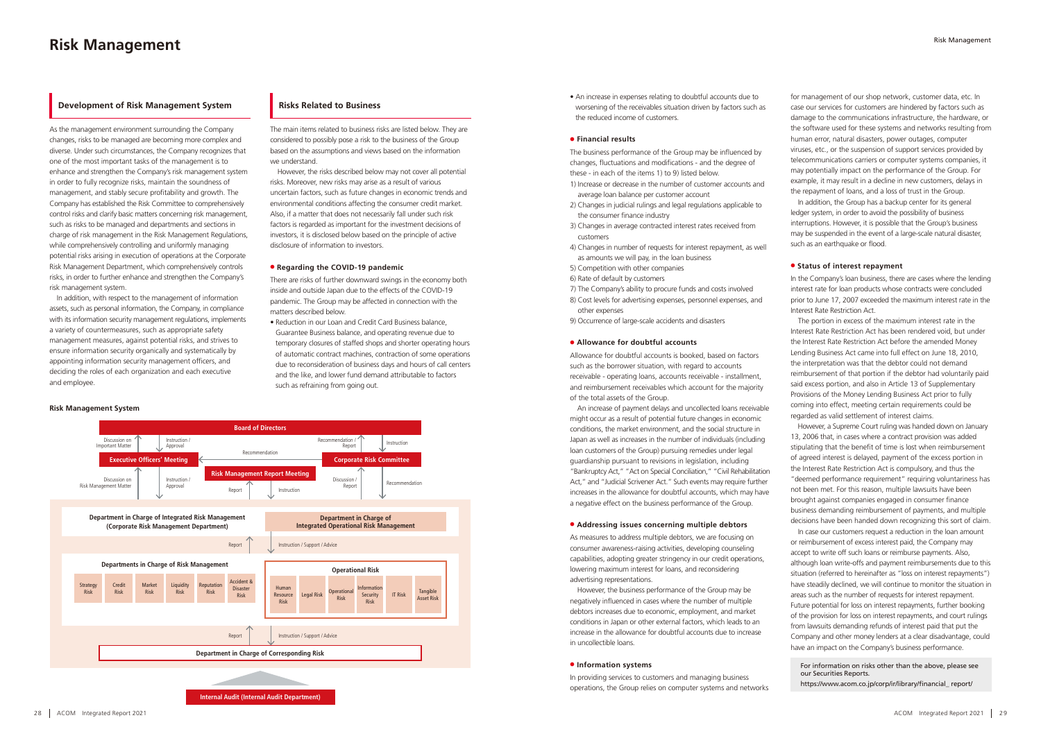# Risk Management

## Development of Risk Management System

As the management environment surrounding the Company changes, risks to be managed are becoming more complex and diverse. Under such circumstances, the Company recognizes that one of the most important tasks of the management is to enhance and strengthen the Company's risk management system in order to fully recognize risks, maintain the soundness of management, and stably secure profitability and growth. The Company has established the Risk Committee to comprehensively control risks and clarify basic matters concerning risk management, such as risks to be managed and departments and sections in charge of risk management in the Risk Management Regulations, while comprehensively controlling and uniformly managing potential risks arising in execution of operations at the Corporate Risk Management Department, which comprehensively controls risks, in order to further enhance and strengthen the Company's risk management system.

In addition, with respect to the management of information assets, such as personal information, the Company, in compliance with its information security management regulations, implements a variety of countermeasures, such as appropriate safety management measures, against potential risks, and strives to ensure information security organically and systematically by appointing information security management officers, and deciding the roles of each organization and each executive and employee.

### Risk Management System

Board of Directors

Discussion on Important Matter

Instruction / Approval

Recommendation

Recommendation / Report

Instruction

Executive Officers' Meeting

Corporate Risk Committee

Risk Management Report Meeting

Discussion on Risk Management Matter

Instruction / Approval

Report

Instruction

Discussion / Report

Recommendation

Department in Charge of Integrated Risk Management (Corporate Risk Management Department)

Department in Charge of Integrated Operational Risk Management

Report

Instruction / Support / Advice

Departments in Charge of Risk Management

Strategy Risk

Credit Risk

Market Risk

Liquidity Risk

Reputation Risk

Accident & Disaster Risk

Operational Risk

Human Resource Risk

Legal Risk

Operational Risk

Information Security Risk

IT Risk

Tangible Asset Risk

Report

Instruction / Support / Advice

Department in Charge of Corresponding Risk

Internal Audit (Internal Audit Department)

## Risks Related to Business

The main items related to business risks are listed below. They are considered to possibly pose a risk to the business of the Group based on the assumptions and views based on the information we understand.

However, the risks described below may not cover all potential risks. Moreover, new risks may arise as a result of various uncertain factors, such as future changes in economic trends and environmental conditions affecting the consumer credit market. Also, if a matter that does not necessarily fall under such risk factors is regarded as important for the investment decisions of investors, it is disclosed below based on the principle of active disclosure of information to investors.

### ● Regarding the COVID-19 pandemic

There are risks of further downward swings in the economy both inside and outside Japan due to the effects of the COVID-19 pandemic. The Group may be affected in connection with the matters described below.

- Reduction in our Loan and Credit Card Business balance, Guarantee Business balance, and operating revenue due to temporary closures of staffed shops and shorter operating hours of automatic contract machines, contraction of some operations due to reconsideration of business days and hours of call centers and the like, and lower fund demand attributable to factors such as refraining from going out.
- An increase in expenses relating to doubtful accounts due to worsening of the receivables situation driven by factors such as the reduced income of customers.

### ● Financial results

The business performance of the Group may be influenced by changes, fluctuations and modifications - and the degree of these - in each of the items 1) to 9) listed below.

1) Increase or decrease in the number of customer accounts and average loan balance per customer account
2) Changes in judicial rulings and legal regulations applicable to the consumer finance industry
3) Changes in average contracted interest rates received from customers
4) Changes in number of requests for interest repayment, as well as amounts we will pay, in the loan business
5) Competition with other companies
6) Rate of default by customers
7) The Company's ability to procure funds and costs involved
8) Cost levels for advertising expenses, personnel expenses, and other expenses
9) Occurrence of large-scale accidents and disasters

### ● Allowance for doubtful accounts

Allowance for doubtful accounts is booked, based on factors such as the borrower situation, with regard to accounts receivable - operating loans, accounts receivable - installment, and reimbursement receivables which account for the majority of the total assets of the Group.

An increase of payment delays and uncollected loans receivable might occur as a result of potential future changes in economic conditions, the market environment, and the social structure in Japan as well as increases in the number of individuals (including loan customers of the Group) pursuing remedies under legal guardianship pursuant to revisions in legislation, including "Bankruptcy Act," "Act on Special Conciliation," "Civil Rehabilitation Act," and "Judicial Scrivener Act." Such events may require further increases in the allowance for doubtful accounts, which may have a negative effect on the business performance of the Group.

### ● Addressing issues concerning multiple debtors

As measures to address multiple debtors, we are focusing on consumer awareness-raising activities, developing counseling capabilities, adopting greater stringency in our credit operations, lowering maximum interest for loans, and reconsidering advertising representations.

However, the business performance of the Group may be negatively influenced in cases where the number of multiple debtors increases due to economic, employment, and market conditions in Japan or other external factors, which leads to an increase in the allowance for doubtful accounts due to increase in uncollectible loans.

### ● Information systems

In providing services to customers and managing business operations, the Group relies on computer systems and networks for management of our shop network, customer data, etc. In case our services for customers are hindered by factors such as damage to the communications infrastructure, the hardware, or the software used for these systems and networks resulting from human error, natural disasters, power outages, computer viruses, etc., or the suspension of support services provided by telecommunications carriers or computer systems companies, it may potentially impact on the performance of the Group. For example, it may result in a decline in new customers, delays in the repayment of loans, and a loss of trust in the Group.

In addition, the Group has a backup center for its general ledger system, in order to avoid the possibility of business interruptions. However, it is possible that the Group's business may be suspended in the event of a large-scale natural disaster, such as an earthquake or flood.

### ● Status of interest repayment

In the Company's loan business, there are cases where the lending interest rate for loan products whose contracts were concluded prior to June 17, 2007 exceeded the maximum interest rate in the Interest Rate Restriction Act.

The portion in excess of the maximum interest rate in the Interest Rate Restriction Act has been rendered void, but under the Interest Rate Restriction Act before the amended Money Lending Business Act came into full effect on June 18, 2010, the interpretation was that the debtor could not demand reimbursement of that portion if the debtor had voluntarily paid said excess portion, and also in Article 13 of Supplementary Provisions of the Money Lending Business Act prior to fully coming into effect, meeting certain requirements could be regarded as valid settlement of interest claims.

However, a Supreme Court ruling was handed down on January 13, 2006 that, in cases where a contract provision was added stipulating that the benefit of time is lost when reimbursement of agreed interest is delayed, payment of the excess portion in the Interest Rate Restriction Act is compulsory, and thus the "deemed performance requirement" requiring voluntariness has not been met. For this reason, multiple lawsuits have been brought against companies engaged in consumer finance business demanding reimbursement of payments, and multiple decisions have been handed down recognizing this sort of claim.

In case our customers request a reduction in the loan amount or reimbursement of excess interest paid, the Company may accept to write off such loans or reimburse payments. Also, although loan write-offs and payment reimbursements due to this situation (referred to hereinafter as "loss on interest repayments") have steadily declined, we will continue to monitor the situation in areas such as the number of requests for interest repayment. Future potential for loss on interest repayments, further booking of the provision for loss on interest repayments, and court rulings from lawsuits demanding refunds of interest paid that put the Company and other money lenders at a clear disadvantage, could have an impact on the Company's business performance.

For information on risks other than the above, please see our Securities Reports.
https://www.acom.co.jp/corp/ir/library/financial_ report/